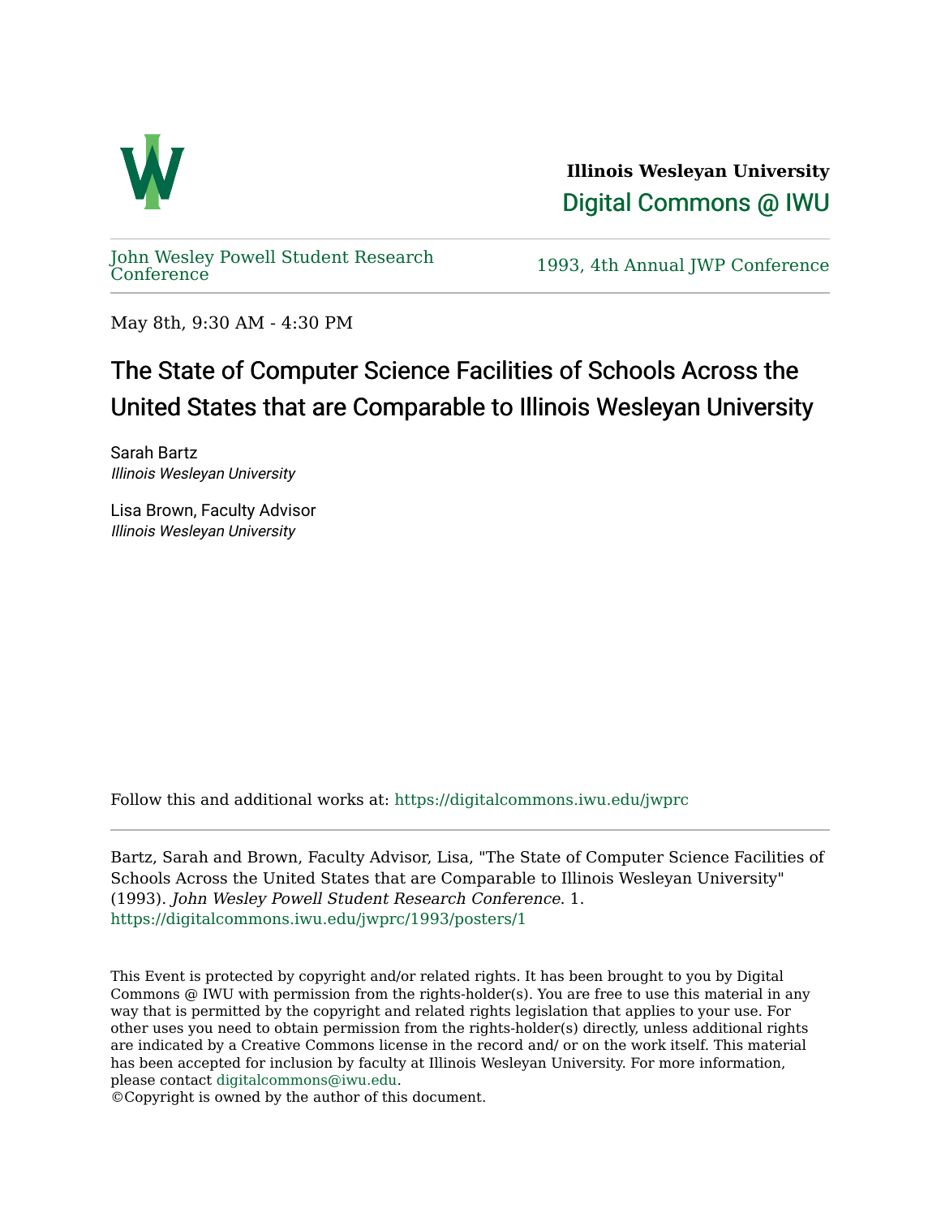**Illinois Wesleyan University**

Digital Commons @ IWU

John Wesley Powell Student Research Conference

1993, 4th Annual JWP Conference

May 8th, 9:30 AM - 4:30 PM

# The State of Computer Science Facilities of Schools Across the United States that are Comparable to Illinois Wesleyan University

Sarah Bartz
*Illinois Wesleyan University*

Lisa Brown, Faculty Advisor
*Illinois Wesleyan University*

Follow this and additional works at: https://digitalcommons.iwu.edu/jwprc

Bartz, Sarah and Brown, Faculty Advisor, Lisa, "The State of Computer Science Facilities of Schools Across the United States that are Comparable to Illinois Wesleyan University" (1993). *John Wesley Powell Student Research Conference*. 1.
https://digitalcommons.iwu.edu/jwprc/1993/posters/1

This Event is protected by copyright and/or related rights. It has been brought to you by Digital Commons @ IWU with permission from the rights-holder(s). You are free to use this material in any way that is permitted by the copyright and related rights legislation that applies to your use. For other uses you need to obtain permission from the rights-holder(s) directly, unless additional rights are indicated by a Creative Commons license in the record and/ or on the work itself. This material has been accepted for inclusion by faculty at Illinois Wesleyan University. For more information, please contact digitalcommons@iwu.edu.
©Copyright is owned by the author of this document.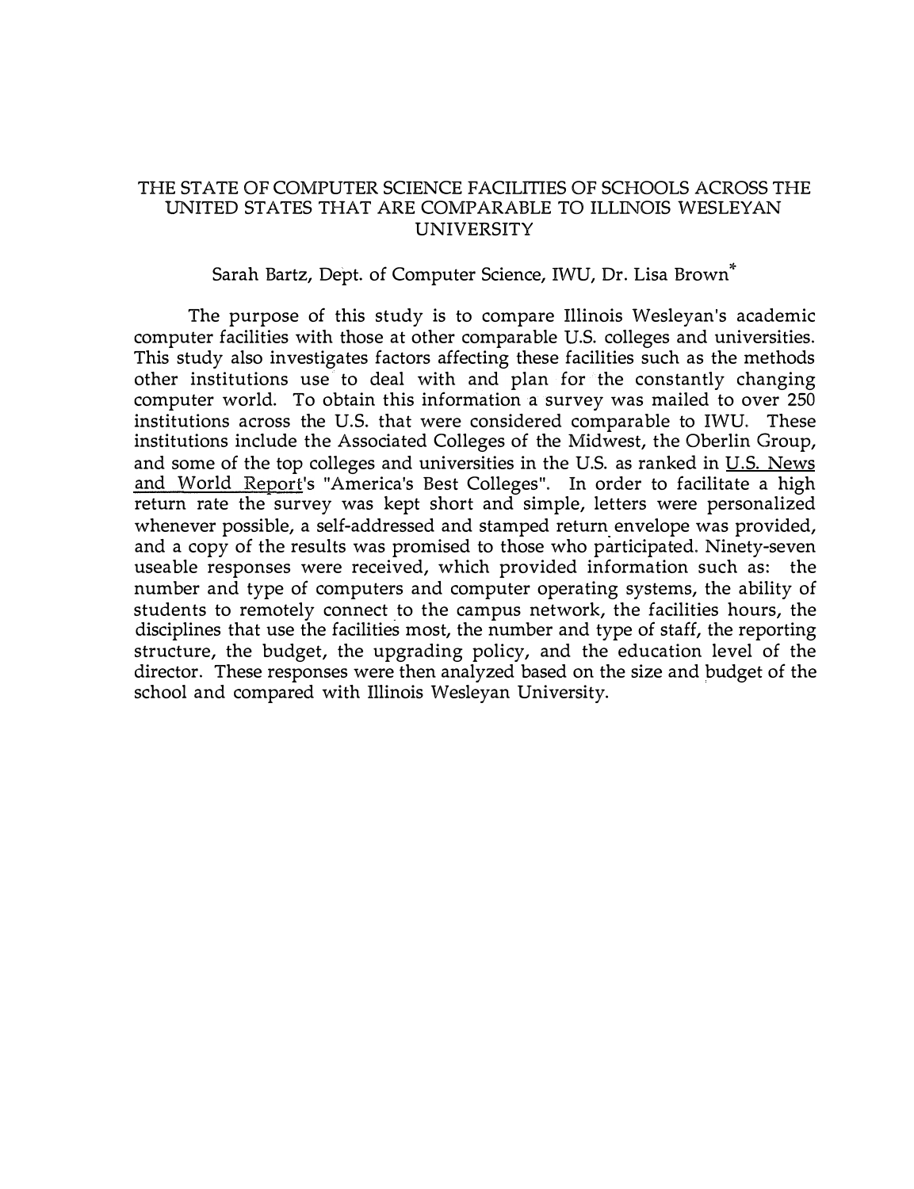# THE STATE OF COMPUTER SCIENCE FACILITIES OF SCHOOLS ACROSS THE UNITED STATES THAT ARE COMPARABLE TO ILLINOIS WESLEYAN UNIVERSITY

Sarah Bartz, Dept. of Computer Science, IWU, Dr. Lisa Brown*

The purpose of this study is to compare Illinois Wesleyan's academic computer facilities with those at other comparable U.S. colleges and universities. This study also investigates factors affecting these facilities such as the methods other institutions use to deal with and plan for the constantly changing computer world. To obtain this information a survey was mailed to over 250 institutions across the U.S. that were considered comparable to IWU. These institutions include the Associated Colleges of the Midwest, the Oberlin Group, and some of the top colleges and universities in the U.S. as ranked in U.S. News and World Report's "America's Best Colleges". In order to facilitate a high return rate the survey was kept short and simple, letters were personalized whenever possible, a self-addressed and stamped return envelope was provided, and a copy of the results was promised to those who participated. Ninety-seven useable responses were received, which provided information such as: the number and type of computers and computer operating systems, the ability of students to remotely connect to the campus network, the facilities hours, the disciplines that use the facilities most, the number and type of staff, the reporting structure, the budget, the upgrading policy, and the education level of the director. These responses were then analyzed based on the size and budget of the school and compared with Illinois Wesleyan University.